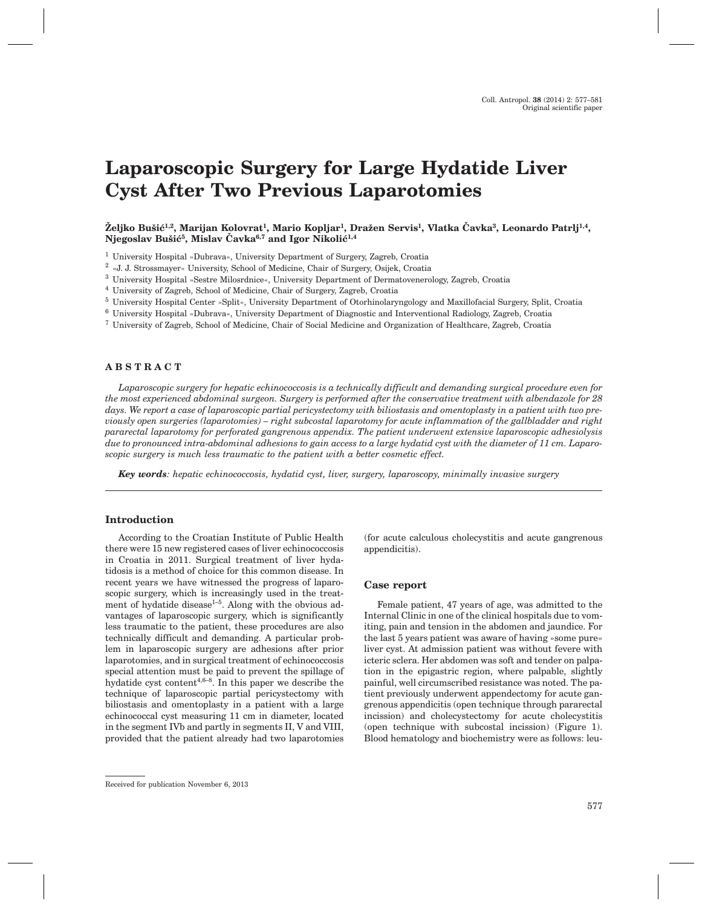# Laparoscopic Surgery for Large Hydatide Liver Cyst After Two Previous Laparotomies

**Željko Bušić[1,2], Marijan Kolovrat[1], Mario Kopljar[1], Dražen Servis[1], Vlatka Čavka[3], Leonardo Patrlj[1,4], Njegoslav Bušić[5], Mislav Čavka[6,7] and Igor Nikolić[1,4]**

[1] University Hospital »Dubrava«, University Department of Surgery, Zagreb, Croatia
[2] »J. J. Strossmayer« University, School of Medicine, Chair of Surgery, Osijek, Croatia
[3] University Hospital »Sestre Milosrdnice«, University Department of Dermatovenerology, Zagreb, Croatia
[4] University of Zagreb, School of Medicine, Chair of Surgery, Zagreb, Croatia
[5] University Hospital Center »Split«, University Department of Otorhinolaryngology and Maxillofacial Surgery, Split, Croatia
[6] University Hospital »Dubrava«, University Department of Diagnostic and Interventional Radiology, Zagreb, Croatia
[7] University of Zagreb, School of Medicine, Chair of Social Medicine and Organization of Healthcare, Zagreb, Croatia

## ABSTRACT

*Laparoscopic surgery for hepatic echinococcosis is a technically difficult and demanding surgical procedure even for the most experienced abdominal surgeon. Surgery is performed after the conservative treatment with albendazole for 28 days. We report a case of laparoscopic partial pericystectomy with biliostasis and omentoplasty in a patient with two previously open surgeries (laparotomies) – right subcostal laparotomy for acute inflammation of the gallbladder and right pararectal laparotomy for perforated gangrenous appendix. The patient underwent extensive laparoscopic adhesiolysis due to pronounced intra-abdominal adhesions to gain access to a large hydatid cyst with the diameter of 11 cm. Laparoscopic surgery is much less traumatic to the patient with a better cosmetic effect.*

***Key words**: hepatic echinococcosis, hydatid cyst, liver, surgery, laparoscopy, minimally invasive surgery*

## Introduction

According to the Croatian Institute of Public Health there were 15 new registered cases of liver echinococcosis in Croatia in 2011. Surgical treatment of liver hydatidosis is a method of choice for this common disease. In recent years we have witnessed the progress of laparoscopic surgery, which is increasingly used in the treatment of hydatide disease[1–5]. Along with the obvious advantages of laparoscopic surgery, which is significantly less traumatic to the patient, these procedures are also technically difficult and demanding. A particular problem in laparoscopic surgery are adhesions after prior laparotomies, and in surgical treatment of echinococcosis special attention must be paid to prevent the spillage of hydatide cyst content[4,6–8]. In this paper we describe the technique of laparoscopic partial pericystectomy with biliostasis and omentoplasty in a patient with a large echinococcal cyst measuring 11 cm in diameter, located in the segment IVb and partly in segments II, V and VIII, provided that the patient already had two laparotomies (for acute calculous cholecystitis and acute gangrenous appendicitis).

## Case report

Female patient, 47 years of age, was admitted to the Internal Clinic in one of the clinical hospitals due to vomiting, pain and tension in the abdomen and jaundice. For the last 5 years patient was aware of having »some pure« liver cyst. At admission patient was without fevere with icteric sclera. Her abdomen was soft and tender on palpation in the epigastric region, where palpable, slightly painful, well circumscribed resistance was noted. The patient previously underwent appendectomy for acute gangrenous appendicitis (open technique through pararectal incission) and cholecystectomy for acute cholecystitis (open technique with subcostal incission) (Figure 1). Blood hematology and biochemistry were as follows: leu-

Received for publication November 6, 2013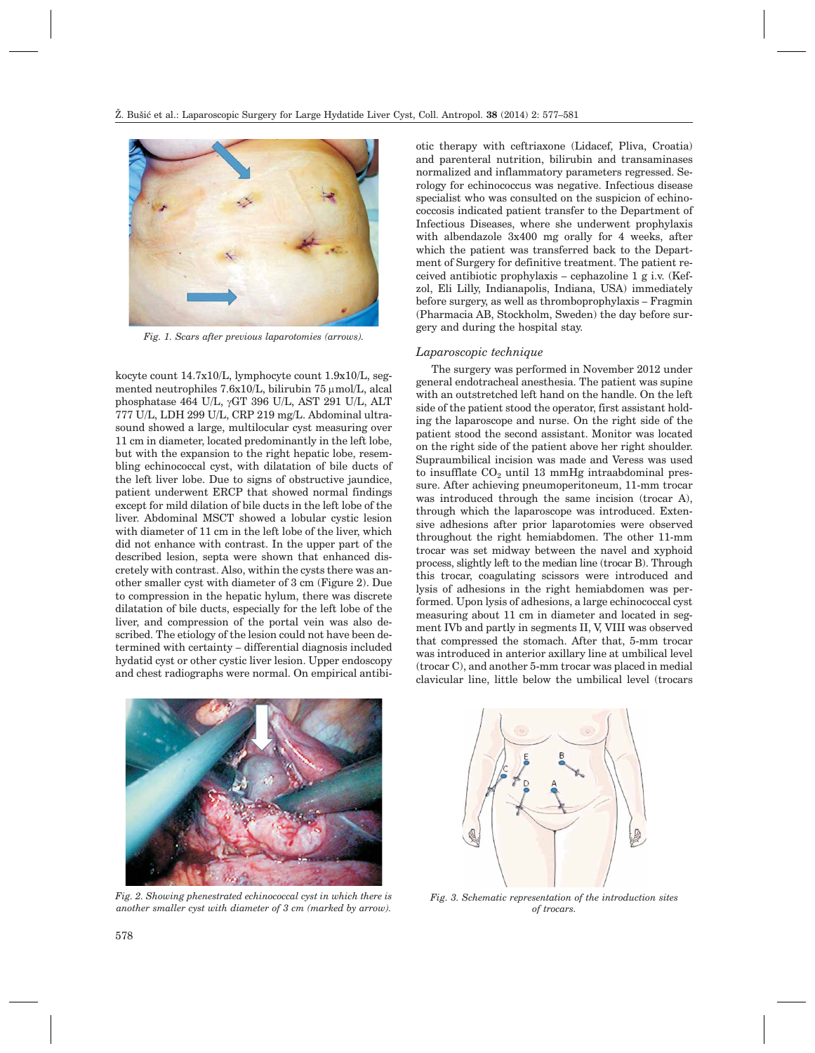Fig. 1. Scars after previous laparotomies (arrows).

kocyte count 14.7x10/L, lymphocyte count 1.9x10/L, segmented neutrophiles 7.6x10/L, bilirubin 75 μmol/L, alcal phosphatase 464 U/L, γGT 396 U/L, AST 291 U/L, ALT 777 U/L, LDH 299 U/L, CRP 219 mg/L. Abdominal ultrasound showed a large, multilocular cyst measuring over 11 cm in diameter, located predominantly in the left lobe, but with the expansion to the right hepatic lobe, resembling echinococcal cyst, with dilatation of bile ducts of the left liver lobe. Due to signs of obstructive jaundice, patient underwent ERCP that showed normal findings except for mild dilation of bile ducts in the left lobe of the liver. Abdominal MSCT showed a lobular cystic lesion with diameter of 11 cm in the left lobe of the liver, which did not enhance with contrast. In the upper part of the described lesion, septa were shown that enhanced discretely with contrast. Also, within the cysts there was another smaller cyst with diameter of 3 cm (Figure 2). Due to compression in the hepatic hylum, there was discrete dilatation of bile ducts, especially for the left lobe of the liver, and compression of the portal vein was also described. The etiology of the lesion could not have been determined with certainty – differential diagnosis included hydatid cyst or other cystic liver lesion. Upper endoscopy and chest radiographs were normal. On empirical antibiotic therapy with ceftriaxone (Lidacef, Pliva, Croatia) and parenteral nutrition, bilirubin and transaminases normalized and inflammatory parameters regressed. Serology for echinococcus was negative. Infectious disease specialist who was consulted on the suspicion of echinococcosis indicated patient transfer to the Department of Infectious Diseases, where she underwent prophylaxis with albendazole 3x400 mg orally for 4 weeks, after which the patient was transferred back to the Department of Surgery for definitive treatment. The patient received antibiotic prophylaxis – cephazoline 1 g i.v. (Kefzol, Eli Lilly, Indianapolis, Indiana, USA) immediately before surgery, as well as thromboprophylaxis – Fragmin (Pharmacia AB, Stockholm, Sweden) the day before surgery and during the hospital stay.

### *Laparoscopic technique*

The surgery was performed in November 2012 under general endotracheal anesthesia. The patient was supine with an outstretched left hand on the handle. On the left side of the patient stood the operator, first assistant holding the laparoscope and nurse. On the right side of the patient stood the second assistant. Monitor was located on the right side of the patient above her right shoulder. Supraumbilical incision was made and Veress was used to insufflate $CO_2$ until 13 mmHg intraabdominal pressure. After achieving pneumoperitoneum, 11-mm trocar was introduced through the same incision (trocar A), through which the laparoscope was introduced. Extensive adhesions after prior laparotomies were observed throughout the right hemiabdomen. The other 11-mm trocar was set midway between the navel and xyphoid process, slightly left to the median line (trocar B). Through this trocar, coagulating scissors were introduced and lysis of adhesions in the right hemiabdomen was performed. Upon lysis of adhesions, a large echinococcal cyst measuring about 11 cm in diameter and located in segment IVb and partly in segments II, V, VIII was observed that compressed the stomach. After that, 5-mm trocar was introduced in anterior axillary line at umbilical level (trocar C), and another 5-mm trocar was placed in medial clavicular line, little below the umbilical level (trocars

Fig. 2. Showing phenestrated echinococcal cyst in which there is another smaller cyst with diameter of 3 cm (marked by arrow).

Fig. 3. Schematic representation of the introduction sites of trocars.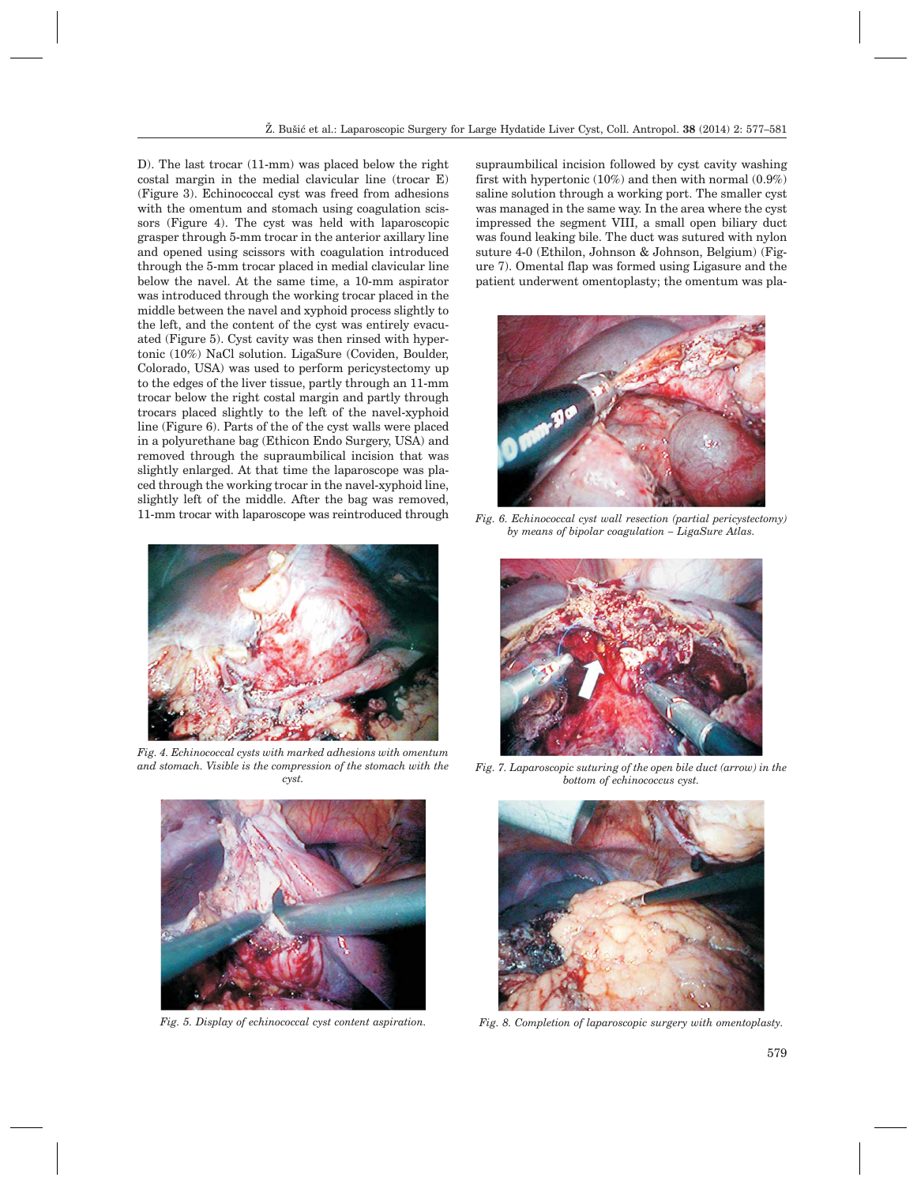D). The last trocar (11-mm) was placed below the right costal margin in the medial clavicular line (trocar E) (Figure 3). Echinococcal cyst was freed from adhesions with the omentum and stomach using coagulation scissors (Figure 4). The cyst was held with laparoscopic grasper through 5-mm trocar in the anterior axillary line and opened using scissors with coagulation introduced through the 5-mm trocar placed in medial clavicular line below the navel. At the same time, a 10-mm aspirator was introduced through the working trocar placed in the middle between the navel and xyphoid process slightly to the left, and the content of the cyst was entirely evacuated (Figure 5). Cyst cavity was then rinsed with hypertonic (10%) NaCl solution. LigaSure (Coviden, Boulder, Colorado, USA) was used to perform pericystectomy up to the edges of the liver tissue, partly through an 11-mm trocar below the right costal margin and partly through trocars placed slightly to the left of the navel-xyphoid line (Figure 6). Parts of the of the cyst walls were placed in a polyurethane bag (Ethicon Endo Surgery, USA) and removed through the supraumbilical incision that was slightly enlarged. At that time the laparoscopic bag was placed through the working trocar in the navel-xyphoid line, slightly left of the middle. After the bag was removed, 11-mm trocar with laparoscope was reintroduced through supraumbilical incision followed by cyst cavity washing first with hypertonic (10%) and then with normal (0.9%) saline solution through a working port. The smaller cyst was managed in the same way. In the area where the cyst impressed the segment VIII, a small open biliary duct was found leaking bile. The duct was sutured with nylon suture 4-0 (Ethilon, Johnson & Johnson, Belgium) (Figure 7). Omental flap was formed using Ligasure and the patient underwent omentoplasty; the omentum was pla-

*Fig. 4. Echinococcal cysts with marked adhesions with omentum and stomach. Visible is the compression of the stomach with the cyst.*

*Fig. 5. Display of echinococcal cyst content aspiration.*

*Fig. 6. Echinococcal cyst wall resection (partial pericystectomy) by means of bipolar coagulation – LigaSure Atlas.*

*Fig. 7. Laparoscopic suturing of the open bile duct (arrow) in the bottom of echinococcus cyst.*

*Fig. 8. Completion of laparoscopic surgery with omentoplasty.*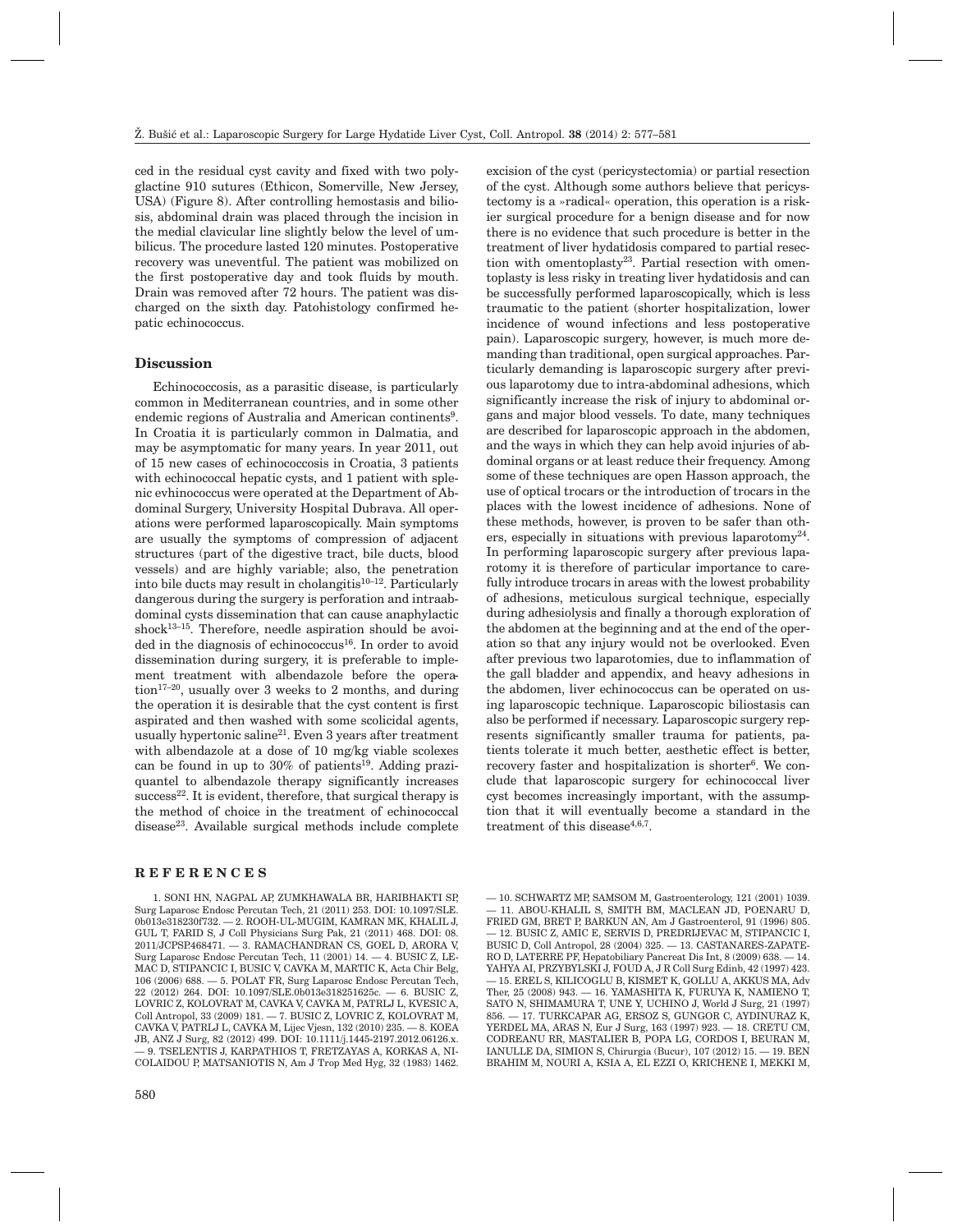ced in the residual cyst cavity and fixed with two polyglactine 910 sutures (Ethicon, Somerville, New Jersey, USA) (Figure 8). After controlling hemostasis and biliosis, abdominal drain was placed through the incision in the medial clavicular line slightly below the level of umbilicus. The procedure lasted 120 minutes. Postoperative recovery was uneventful. The patient was mobilized on the first postoperative day and took fluids by mouth. Drain was removed after 72 hours. The patient was discharged on the sixth day. Patohistology confirmed hepatic echinococcus.

## Discussion

Echinococcosis, as a parasitic disease, is particularly common in Mediterranean countries, and in some other endemic regions of Australia and American continents[9]. In Croatia it is particularly common in Dalmatia, and may be asymptomatic for many years. In year 2011, out of 15 new cases of echinococcosis in Croatia, 3 patients with echinococcal hepatic cysts, and 1 patient with splenic evhinococcus were operated at the Department of Abdominal Surgery, University Hospital Dubrava. All operations were performed laparoscopically. Main symptoms are usually the symptoms of compression of adjacent structures (part of the digestive tract, bile ducts, blood vessels) and are highly variable; also, the penetration into bile ducts may result in cholangitis[10–12]. Particularly dangerous during the surgery is perforation and intraabdominal cysts dissemination that can cause anaphylactic shock[13–15]. Therefore, needle aspiration should be avoided in the diagnosis of echinococcus[16]. In order to avoid dissemination during surgery, it is preferable to implement treatment with albendazole before the operation[17–20], usually over 3 weeks to 2 months, and during the operation it is desirable that the cyst content is first aspirated and then washed with some scolicidal agents, usually hypertonic saline[21]. Even 3 years after treatment with albendazole at a dose of 10 mg/kg viable scolexes can be found in up to 30% of patients[19]. Adding praziquantel to albendazole therapy significantly increases success[22]. It is evident, therefore, that surgical therapy is the method of choice in the treatment of echinococcal disease[23]. Available surgical methods include complete excision of the cyst (pericystectomia) or partial resection of the cyst. Although some authors believe that pericystectomy is a »radical« operation, this operation is a riskier surgical procedure for a benign disease and for now there is no evidence that such procedure is better in the treatment of liver hydatidosis compared to partial resection with omentoplasty[23]. Partial resection with omentoplasty is less risky in treating liver hydatidosis and can be successfully performed laparoscopically, which is less traumatic to the patient (shorter hospitalization, lower incidence of wound infections and less postoperative pain). Laparoscopic surgery, however, is much more demanding than traditional, open surgical approaches. Particularly demanding is laparoscopic surgery after previous laparotomy due to intra-abdominal adhesions, which significantly increase the risk of injury to abdominal organs and major blood vessels. To date, many techniques are described for laparoscopic approach in the abdomen, and the ways in which they can help avoid injuries of abdominal organs or at least reduce their frequency. Among some of these techniques are open Hasson approach, the use of optical trocars or the introduction of trocars in the places with the lowest incidence of adhesions. None of these methods, however, is proven to be safer than others, especially in situations with previous laparotomy[24]. In performing laparoscopic surgery after previous laparotomy it is therefore of particular importance to carefully introduce trocars in areas with the lowest probability of adhesions, meticulous surgical technique, especially during adhesiolysis and finally a thorough exploration of the abdomen at the beginning and at the end of the operation so that any injury would not be overlooked. Even after previous two laparotomies, due to inflammation of the gall bladder and appendix, and heavy adhesions in the abdomen, liver echinococcus can be operated on using laparoscopic technique. Laparoscopic biliostasis can also be performed if necessary. Laparoscopic surgery represents significantly smaller trauma for patients, patients tolerate it much better, aesthetic effect is better, recovery faster and hospitalization is shorter[6]. We conclude that laparoscopic surgery for echinococcal liver cyst becomes increasingly important, with the assumption that it will eventually become a standard in the treatment of this disease[4,6,7].

## REFERENCES

1. SONI HN, NAGPAL AP, ZUMKHAWALA BR, HARIBHAKTI SP, Surg Laparosc Endosc Percutan Tech, 21 (2011) 253. DOI: 10.1097/SLE.0b013e318230f732. — 2. ROOH-UL-MUGIM, KAMRAN MK, KHALIL J, GUL T, FARID S, J Coll Physicians Surg Pak, 21 (2011) 468. DOI: 08.2011/JCPSP.468471. — 3. RAMACHANDRAN CS, GOEL D, ARORA V, Surg Laparosc Endosc Percutan Tech, 11 (2001) 14. — 4. BUSIC Z, LEMAC D, STIPANCIC I, BUSIC V, CAVKA M, MARTIC K, Acta Chir Belg, 106 (2006) 688. — 5. POLAT FR, Surg Laparosc Endosc Percutan Tech, 22 (2012) 264. DOI: 10.1097/SLE.0b013e318251625c. — 6. BUSIC Z, LOVRIC Z, KOLOVRAT M, CAVKA V, CAVKA M, PATRLJ L, KVESIC A, Coll Antropol, 33 (2009) 181. — 7. BUSIC Z, LOVRIC Z, KOLOVRAT M, CAVKA V, PATRLJ L, CAVKA M, Lijec Vjesn, 132 (2010) 235. — 8. KOEA JB, ANZ J Surg, 82 (2012) 499. DOI: 10.1111/j.1445-2197.2012.06126.x. — 9. TSELENTIS J, KARPATHIOS T, FRETZAYAS A, KORKAS A, NICOLAIDOU P, MATSANIOTIS N, Am J Trop Med Hyg, 32 (1983) 1462. — 10. SCHWARTZ MP, SAMSOM M, Gastroenterology, 121 (2001) 1039. — 11. ABOU-KHALIL S, SMITH BM, MACLEAN JD, POENARU D, FRIED GM, BRET P, BARKUN AN, Am J Gastroenterol, 91 (1996) 805. — 12. BUSIC Z, AMIC E, SERVIS D, PREDRIJEVAC M, STIPANCIC I, BUSIC D, Coll Antropol, 28 (2004) 325. — 13. CASTANARES-ZAPATERO D, LATERRE PF, Hepatobiliary Pancreat Dis Int, 8 (2009) 638. — 14. YAHYA AI, PRZYBYLSKI J, FOUD A, J R Coll Surg Edinb, 42 (1997) 423. — 15. EREL S, KILICOGLU B, KISMET K, GOLLU A, AKKUS MA, Adv Ther, 25 (2008) 943. — 16. YAMASHITA K, FURUYA K, NAMIENO T, SATO N, SHIMAMURA T, UNE Y, UCHINO J, World J Surg, 21 (1997) 856. — 17. TURKCAPAR AG, ERSOZ S, GUNGOR C, AYDINURAZ K, YERDEL MA, ARAS N, Eur J Surg, 163 (1997) 923. — 18. CRETU CM, CODREANU RR, MASTALIER B, POPA LG, CORDOS I, BEURAN M, IANULLE DA, SIMION S, Chirurgia (Bucur), 107 (2012) 15. — 19. BEN BRAHIM M, NOURI A, KSIA A, EL EZZI O, KRICHENE I, MEKKI M,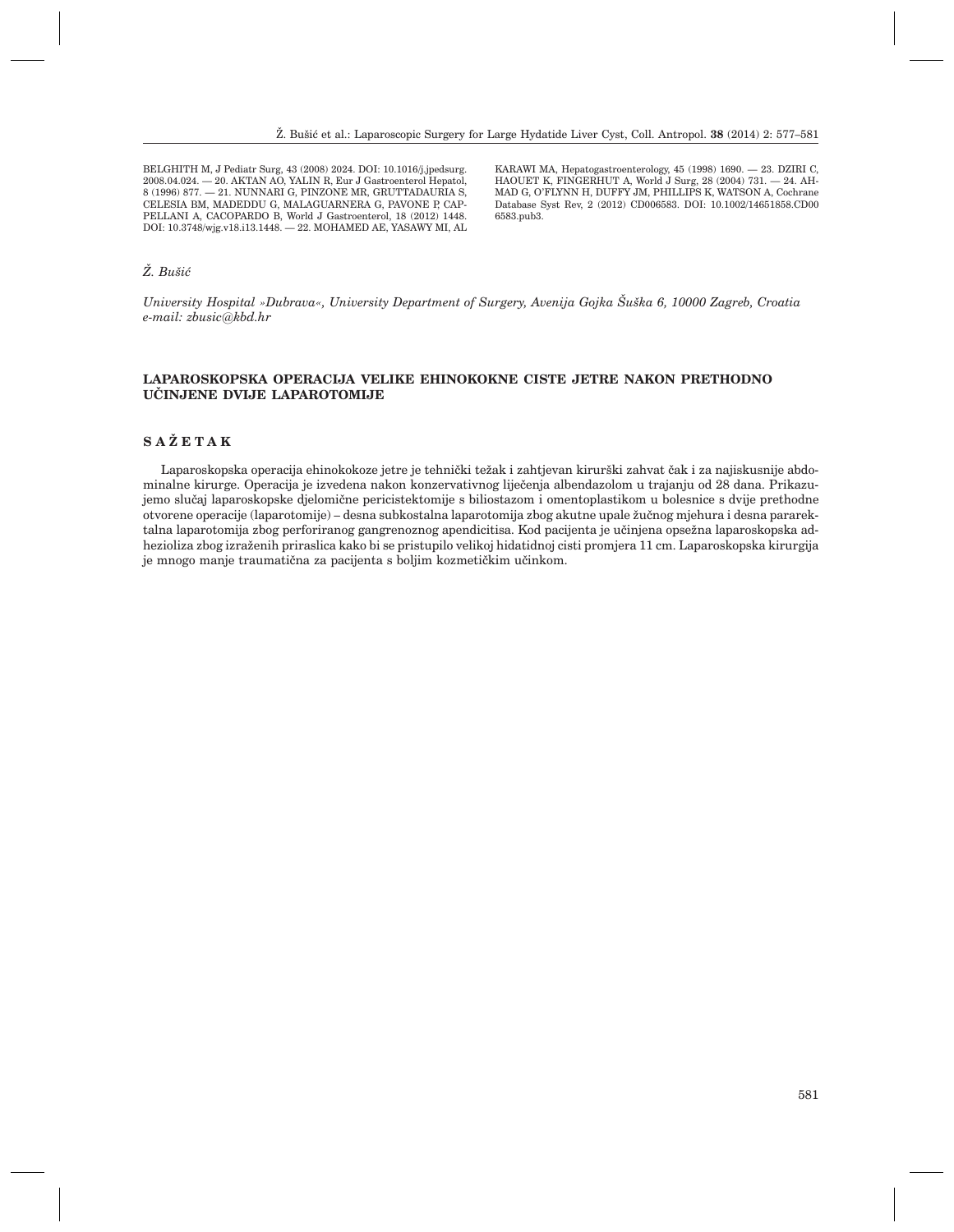BELGHITH M, J Pediatr Surg, 43 (2008) 2024. DOI: 10.1016/j.jpedsurg.2008.04.024. — 20. AKTAN AO, YALIN R, Eur J Gastroenterol Hepatol, 8 (1996) 877. — 21. NUNNARI G, PINZONE MR, GRUTTADAURIA S, CELESIA BM, MADEDDU G, MALAGUARNERA G, PAVONE P, CAPPELLANI A, CACOPARDO B, World J Gastroenterol, 18 (2012) 1448. DOI: 10.3748/wjg.v18.i13.1448. — 22. MOHAMED AE, YASAWY MI, AL KARAWI MA, Hepatogastroenterology, 45 (1998) 1690. — 23. DZIRI C, HAOUET K, FINGERHUT A, World J Surg, 28 (2004) 731. — 24. AHMAD G, O'FLYNN H, DUFFY JM, PHILLIPS K, WATSON A, Cochrane Database Syst Rev, 2 (2012) CD006583. DOI: 10.1002/14651858.CD006583.pub3.

*Ž. Bušić*

*University Hospital »Dubrava«, University Department of Surgery, Avenija Gojka Šuška 6, 10000 Zagreb, Croatia*
*e-mail: zbusic@kbd.hr*

## LAPAROSKOPSKA OPERACIJA VELIKE EHINOKOKNE CISTE JETRE NAKON PRETHODNO UČINJENE DVIJE LAPAROTOMIJE

## SAŽETAK

Laparoskopska operacija ehinokokoze jetre je tehnički težak i zahtjevan kirurški zahvat čak i za najiskusnije abdominalne kirurge. Operacija je izvedena nakon konzervativnog liječenja albendazolom u trajanju od 28 dana. Prikazujemo slučaj laparoskopske djelomične pericistektomije s biliostazom i omentoplastikom u bolesnice s dvije prethodne otvorene operacije (laparotomije) – desna subkostalna laparotomija zbog akutne upale žučnog mjehura i desna pararektalna laparotomija zbog perforiranog gangrenoznog apendicitisa. Kod pacijenta je učinjena opsežna laparoskopska adhezioliza zbog izraženih priraslica kako bi se pristupilo velikoj hidatidnoj cisti promjera 11 cm. Laparoskopska kirurgija je mnogo manje traumatična za pacijenta s boljim kozmetičkim učinkom.